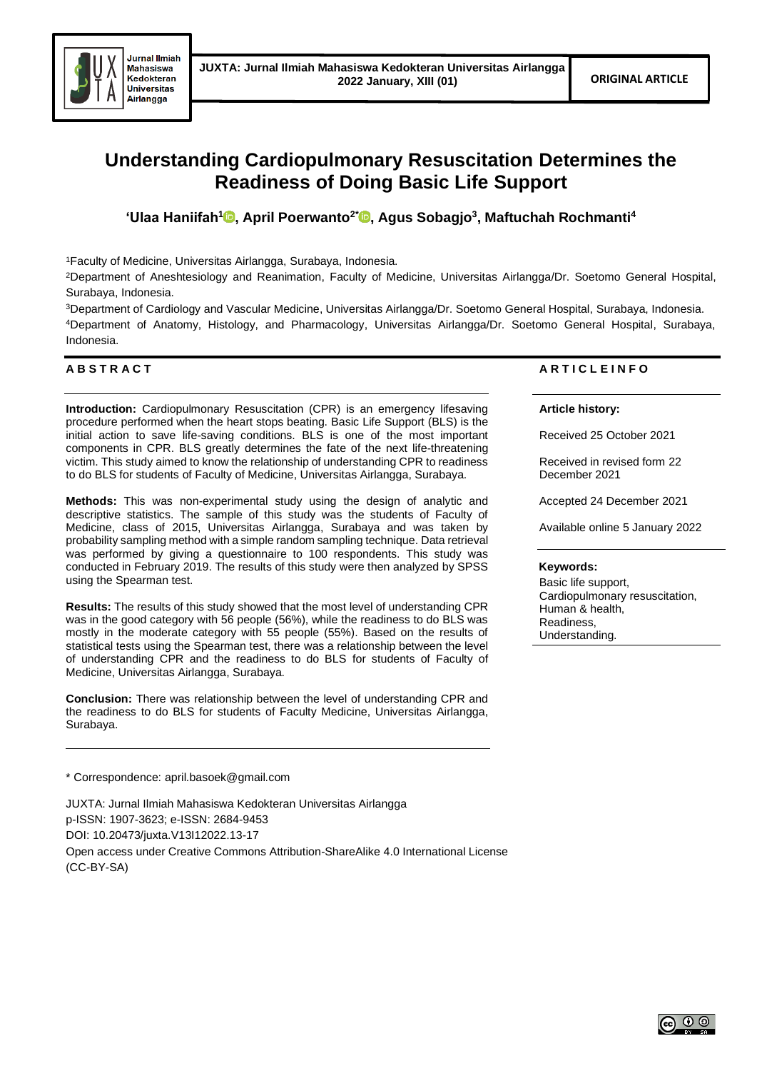ORIGINAL ARTICLE

# Understanding Cardiopulmonary Resuscitation Determines the Readiness of Doing Basic Life Support

**'Ulaa Haniifah[1], April Poerwanto[2*], Agus Sobagjo[3], Maftuchah Rochmanti[4]**

[1]Faculty of Medicine, Universitas Airlangga, Surabaya, Indonesia.

[2]Department of Aneshtesiology and Reanimation, Faculty of Medicine, Universitas Airlangga/Dr. Soetomo General Hospital, Surabaya, Indonesia.

[3]Department of Cardiology and Vascular Medicine, Universitas Airlangga/Dr. Soetomo General Hospital, Surabaya, Indonesia.

[4]Department of Anatomy, Histology, and Pharmacology, Universitas Airlangga/Dr. Soetomo General Hospital, Surabaya, Indonesia.

## ABSTRACT

**Introduction:** Cardiopulmonary Resuscitation (CPR) is an emergency lifesaving procedure performed when the heart stops beating. Basic Life Support (BLS) is the initial action to save life-saving conditions. BLS is one of the most important components in CPR. BLS greatly determines the fate of the next life-threatening victim. This study aimed to know the relationship of understanding CPR to readiness to do BLS for students of Faculty of Medicine, Universitas Airlangga, Surabaya.

**Methods:** This was non-experimental study using the design of analytic and descriptive statistics. The sample of this study was the students of Faculty of Medicine, class of 2015, Universitas Airlangga, Surabaya and was taken by probability sampling method with a simple random sampling technique. Data retrieval was performed by giving a questionnaire to 100 respondents. This study was conducted in February 2019. The results of this study were then analyzed by SPSS using the Spearman test.

**Results:** The results of this study showed that the most level of understanding CPR was in the good category with 56 people (56%), while the readiness to do BLS was mostly in the moderate category with 55 people (55%). Based on the results of statistical tests using the Spearman test, there was a relationship between the level of understanding CPR and the readiness to do BLS for students of Faculty of Medicine, Universitas Airlangga, Surabaya.

**Conclusion:** There was relationship between the level of understanding CPR and the readiness to do BLS for students of Faculty Medicine, Universitas Airlangga, Surabaya.

## ARTICLE INFO

**Article history:**

Received 25 October 2021

Received in revised form 22 December 2021

Accepted 24 December 2021

Available online 5 January 2022

**Keywords:**

Basic life support,
Cardiopulmonary resuscitation,
Human & health,
Readiness,
Understanding.

---

\* Correspondence: april.basoek@gmail.com

JUXTA: Jurnal Ilmiah Mahasiswa Kedokteran Universitas Airlangga
p-ISSN: 1907-3623; e-ISSN: 2684-9453
DOI: 10.20473/juxta.V13I12022.13-17
Open access under Creative Commons Attribution-ShareAlike 4.0 International License (CC-BY-SA)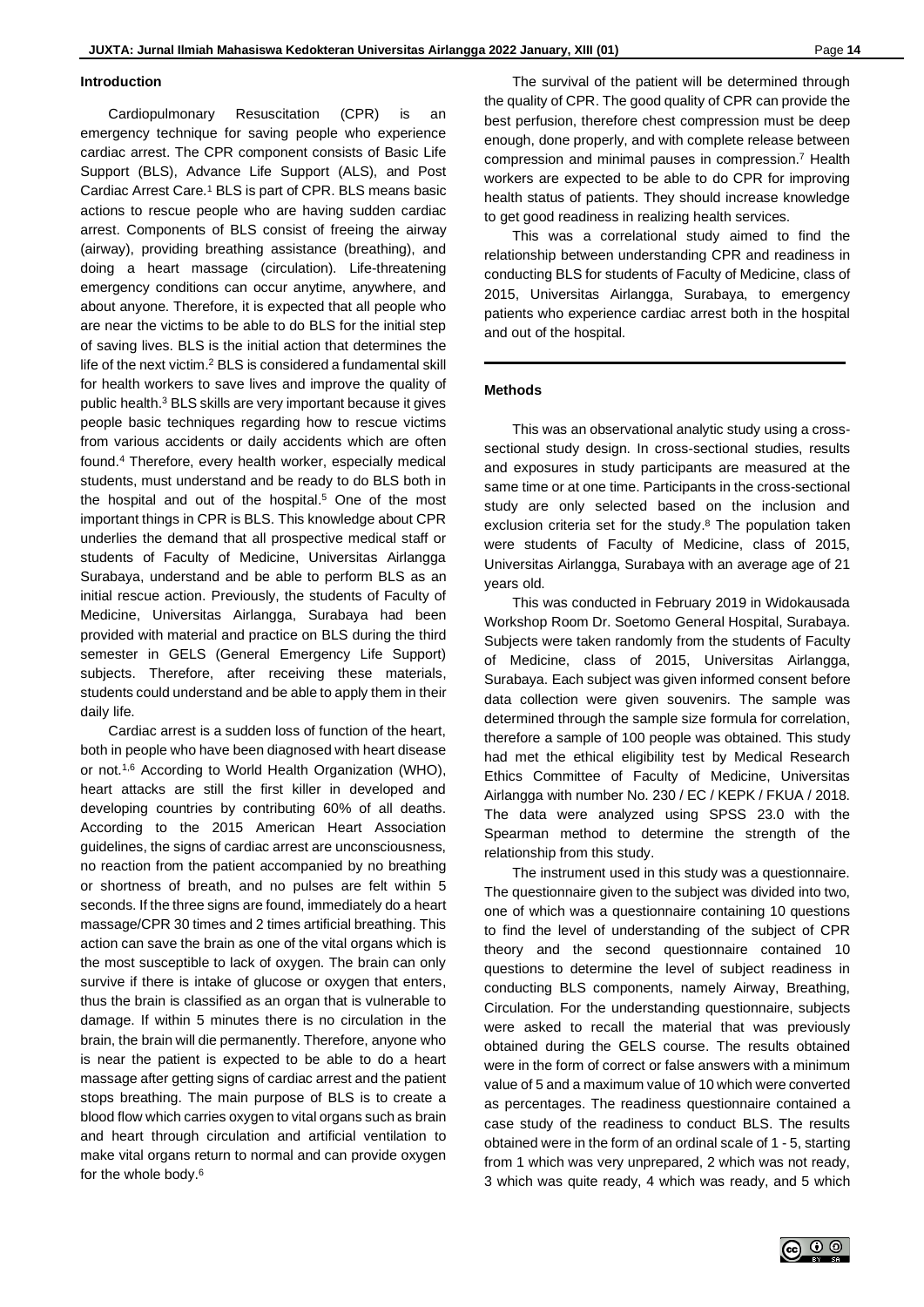## Introduction

Cardiopulmonary Resuscitation (CPR) is an emergency technique for saving people who experience cardiac arrest. The CPR component consists of Basic Life Support (BLS), Advance Life Support (ALS), and Post Cardiac Arrest Care.[1] BLS is part of CPR. BLS means basic actions to rescue people who are having sudden cardiac arrest. Components of BLS consist of freeing the airway (airway), providing breathing assistance (breathing), and doing a heart massage (circulation). Life-threatening emergency conditions can occur anytime, anywhere, and about anyone. Therefore, it is expected that all people who are near the victims to be able to do BLS for the initial step of saving lives. BLS is the initial action that determines the life of the next victim.[2] BLS is considered a fundamental skill for health workers to save lives and improve the quality of public health.[3] BLS skills are very important because it gives people basic techniques regarding how to rescue victims from various accidents or daily accidents which are often found.[4] Therefore, every health worker, especially medical students, must understand and be ready to do BLS both in the hospital and out of the hospital.[5] One of the most important things in CPR is BLS. This knowledge about CPR underlies the demand that all prospective medical staff or students of Faculty of Medicine, Universitas Airlangga Surabaya, understand and be able to perform BLS as an initial rescue action. Previously, the students of Faculty of Medicine, Universitas Airlangga, Surabaya had been provided with material and practice on BLS during the third semester in GELS (General Emergency Life Support) subjects. Therefore, after receiving these materials, students could understand and be able to apply them in their daily life.

Cardiac arrest is a sudden loss of function of the heart, both in people who have been diagnosed with heart disease or not.[1,6] According to World Health Organization (WHO), heart attacks are still the first killer in developed and developing countries by contributing 60% of all deaths. According to the 2015 American Heart Association guidelines, the signs of cardiac arrest are unconsciousness, no reaction from the patient accompanied by no breathing or shortness of breath, and no pulses are felt within 5 seconds. If the three signs are found, immediately do a heart massage/CPR 30 times and 2 times artificial breathing. This action can save the brain as one of the vital organs which is the most susceptible to lack of oxygen. The brain can only survive if there is intake of glucose or oxygen that enters, thus the brain is classified as an organ that is vulnerable to damage. If within 5 minutes there is no circulation in the brain, the brain will die permanently. Therefore, anyone who is near the patient is expected to be able to do a heart massage after getting signs of cardiac arrest and the patient stops breathing. The main purpose of BLS is to create a blood flow which carries oxygen to vital organs such as brain and heart through circulation and artificial ventilation to make vital organs return to normal and can provide oxygen for the whole body.[6]

The survival of the patient will be determined through the quality of CPR. The good quality of CPR can provide the best perfusion, therefore chest compression must be deep enough, done properly, and with complete release between compression and minimal pauses in compression.[7] Health workers are expected to be able to do CPR for improving health status of patients. They should increase knowledge to get good readiness in realizing health services.

This was a correlational study aimed to find the relationship between understanding CPR and readiness in conducting BLS for students of Faculty of Medicine, class of 2015, Universitas Airlangga, Surabaya, to emergency patients who experience cardiac arrest both in the hospital and out of the hospital.

## Methods

This was an observational analytic study using a cross-sectional study design. In cross-sectional studies, results and exposures in study participants are measured at the same time or at one time. Participants in the cross-sectional study are only selected based on the inclusion and exclusion criteria set for the study.[8] The population taken were students of Faculty of Medicine, class of 2015, Universitas Airlangga, Surabaya with an average age of 21 years old.

This was conducted in February 2019 in Widokausada Workshop Room Dr. Soetomo General Hospital, Surabaya. Subjects were taken randomly from the students of Faculty of Medicine, class of 2015, Universitas Airlangga, Surabaya. Each subject was given informed consent before data collection were given souvenirs. The sample was determined through the sample size formula for correlation, therefore a sample of 100 people was obtained. This study had met the ethical eligibility test by Medical Research Ethics Committee of Faculty of Medicine, Universitas Airlangga with number No. 230 / EC / KEPK / FKUA / 2018. The data were analyzed using SPSS 23.0 with the Spearman method to determine the strength of the relationship from this study.

The instrument used in this study was a questionnaire. The questionnaire given to the subject was divided into two, one of which was a questionnaire containing 10 questions to find the level of understanding of the subject of CPR theory and the second questionnaire contained 10 questions to determine the level of subject readiness in conducting BLS components, namely Airway, Breathing, Circulation. For the understanding questionnaire, subjects were asked to recall the material that was previously obtained during the GELS course. The results obtained were in the form of correct or false answers with a minimum value of 5 and a maximum value of 10 which were converted as percentages. The readiness questionnaire contained a case study of the readiness to conduct BLS. The results obtained were in the form of an ordinal scale of 1 - 5, starting from 1 which was very unprepared, 2 which was not ready, 3 which was quite ready, 4 which was ready, and 5 which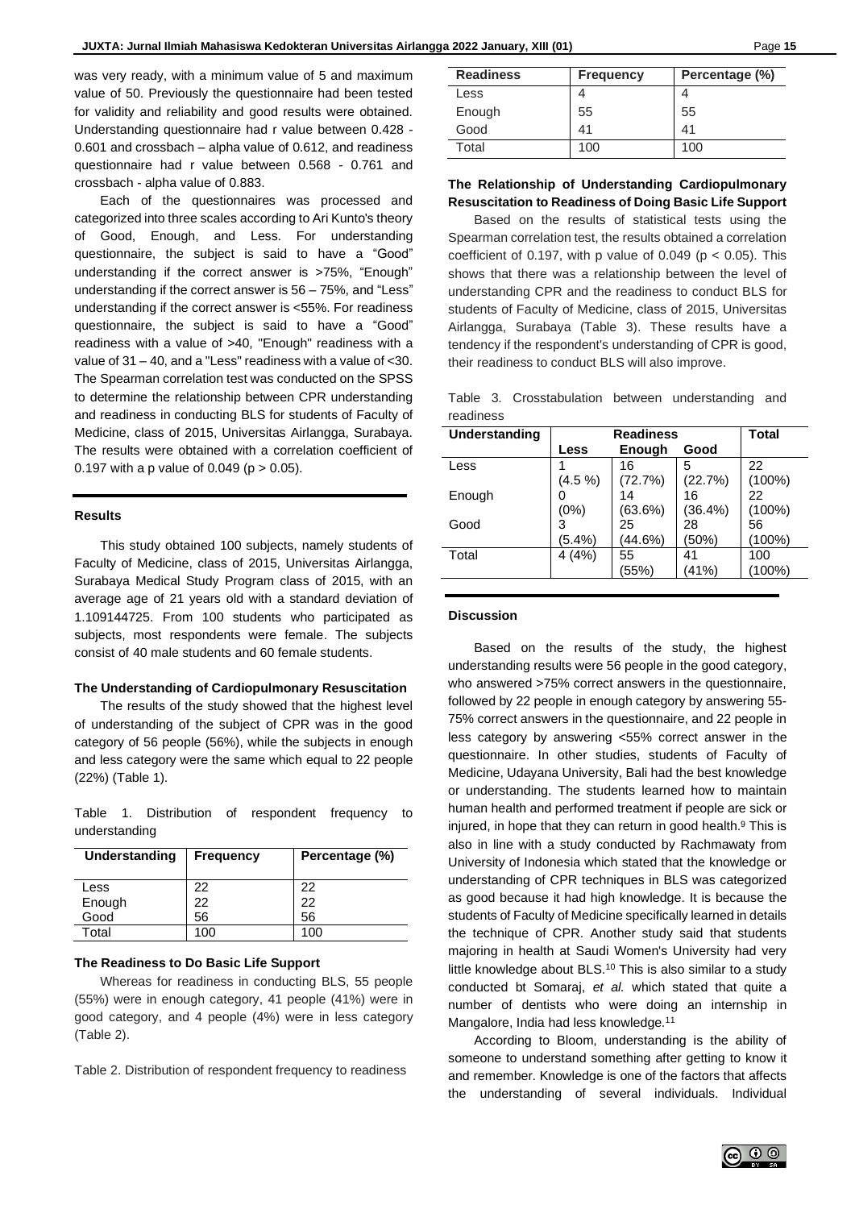was very ready, with a minimum value of 5 and maximum value of 50. Previously the questionnaire had been tested for validity and reliability and good results were obtained. Understanding questionnaire had r value between 0.428 - 0.601 and crossbach – alpha value of 0.612, and readiness questionnaire had r value between 0.568 - 0.761 and crossbach - alpha value of 0.883.

Each of the questionnaires was processed and categorized into three scales according to Ari Kunto's theory of Good, Enough, and Less. For understanding questionnaire, the subject is said to have a "Good" understanding if the correct answer is >75%, "Enough" understanding if the correct answer is 56 – 75%, and "Less" understanding if the correct answer is <55%. For readiness questionnaire, the subject is said to have a "Good" readiness with a value of >40, "Enough" readiness with a value of 31 – 40, and a "Less" readiness with a value of <30. The Spearman correlation test was conducted on the SPSS to determine the relationship between CPR understanding and readiness in conducting BLS for students of Faculty of Medicine, class of 2015, Universitas Airlangga, Surabaya. The results were obtained with a correlation coefficient of 0.197 with a p value of 0.049 ($p > 0.05$).

## Results

This study obtained 100 subjects, namely students of Faculty of Medicine, class of 2015, Universitas Airlangga, Surabaya Medical Study Program class of 2015, with an average age of 21 years old with a standard deviation of 1.109144725. From 100 students who participated as subjects, most respondents were female. The subjects consist of 40 male students and 60 female students.

### The Understanding of Cardiopulmonary Resuscitation

The results of the study showed that the highest level of understanding of the subject of CPR was in the good category of 56 people (56%), while the subjects in enough and less category were the same which equal to 22 people (22%) (Table 1).

Table 1. Distribution of respondent frequency to understanding

| Understanding | Frequency | Percentage (%) |
|---|---|---|
| Less | 22 | 22 |
| Enough | 22 | 22 |
| Good | 56 | 56 |
| Total | 100 | 100 |

### The Readiness to Do Basic Life Support

Whereas for readiness in conducting BLS, 55 people (55%) were in enough category, 41 people (41%) were in good category, and 4 people (4%) were in less category (Table 2).

Table 2. Distribution of respondent frequency to readiness

| Readiness | Frequency | Percentage (%) |
|---|---|---|
| Less | 4 | 4 |
| Enough | 55 | 55 |
| Good | 41 | 41 |
| Total | 100 | 100 |

### The Relationship of Understanding Cardiopulmonary Resuscitation to Readiness of Doing Basic Life Support

Based on the results of statistical tests using the Spearman correlation test, the results obtained a correlation coefficient of 0.197, with p value of 0.049 ($p < 0.05$). This shows that there was a relationship between the level of understanding CPR and the readiness to conduct BLS for students of Faculty of Medicine, class of 2015, Universitas Airlangga, Surabaya (Table 3). These results have a tendency if the respondent's understanding of CPR is good, their readiness to conduct BLS will also improve.

Table 3. Crosstabulation between understanding and readiness

| Understanding | Readiness | | | Total |
|---|---|---|---|---|
| | Less | Enough | Good | |
| Less | 1 (4.5 %) | 16 (72.7%) | 5 (22.7%) | 22 (100%) |
| Enough | 0 (0%) | 14 (63.6%) | 16 (36.4%) | 22 (100%) |
| Good | 3 (5.4%) | 25 (44.6%) | 28 (50%) | 56 (100%) |
| Total | 4 (4%) | 55 (55%) | 41 (41%) | 100 (100%) |

## Discussion

Based on the results of the study, the highest understanding results were 56 people in the good category, who answered >75% correct answers in the questionnaire, followed by 22 people in enough category by answering 55-75% correct answers in the questionnaire, and 22 people in less category by answering <55% correct answer in the questionnaire. In other studies, students of Faculty of Medicine, Udayana University, Bali had the best knowledge or understanding. The students learned how to maintain human health and performed treatment if people are sick or injured, in hope that they can return in good health.[9] This is also in line with a study conducted by Rachmawaty from University of Indonesia which stated that the knowledge or understanding of CPR techniques in BLS was categorized as good because it had high knowledge. It is because the students of Faculty of Medicine specifically learned in details the technique of CPR. Another study said that students majoring in health at Saudi Women's University had very little knowledge about BLS.[10] This is also similar to a study conducted bt Somaraj, *et al.* which stated that quite a number of dentists who were doing an internship in Mangalore, India had less knowledge.[11]

According to Bloom, understanding is the ability of someone to understand something after getting to know it and remember. Knowledge is one of the factors that affects the understanding of several individuals. Individual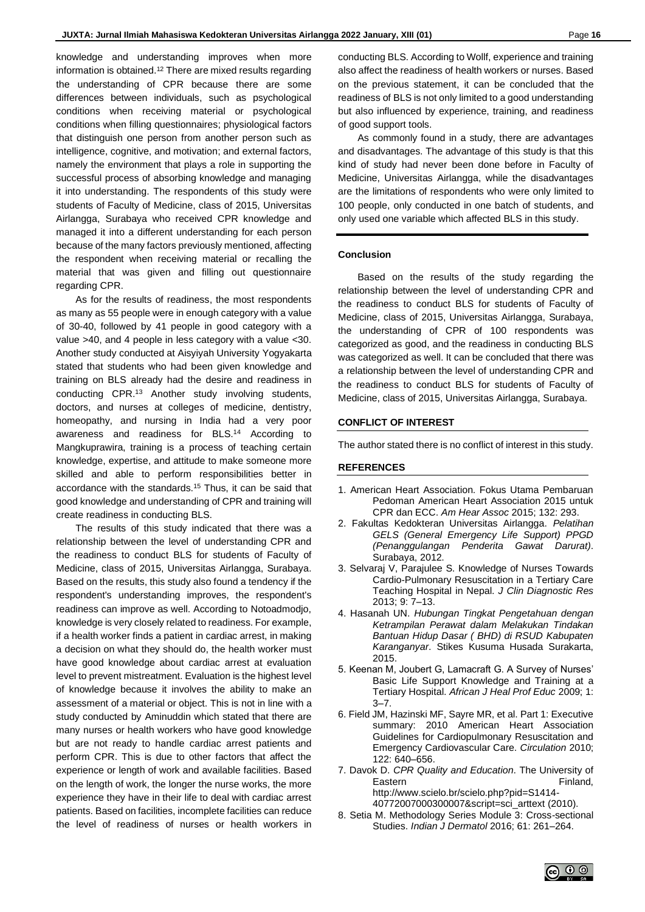knowledge and understanding improves when more information is obtained.[12] There are mixed results regarding the understanding of CPR because there are some differences between individuals, such as psychological conditions when receiving material or psychological conditions when filling questionnaires; physiological factors that distinguish one person from another person such as intelligence, cognitive, and motivation; and external factors, namely the environment that plays a role in supporting the successful process of absorbing knowledge and managing it into understanding. The respondents of this study were students of Faculty of Medicine, class of 2015, Universitas Airlangga, Surabaya who received CPR knowledge and managed it into a different understanding for each person because of the many factors previously mentioned, affecting the respondent when receiving material or recalling the material that was given and filling out questionnaire regarding CPR.

As for the results of readiness, the most respondents as many as 55 people were in enough category with a value of 30-40, followed by 41 people in good category with a value >40, and 4 people in less category with a value <30. Another study conducted at Aisyiyah University Yogyakarta stated that students who had been given knowledge and training on BLS already had the desire and readiness in conducting CPR.[13] Another study involving students, doctors, and nurses at colleges of medicine, dentistry, homeopathy, and nursing in India had a very poor awareness and readiness for BLS.[14] According to Mangkuprawira, training is a process of teaching certain knowledge, expertise, and attitude to make someone more skilled and able to perform responsibilities better in accordance with the standards.[15] Thus, it can be said that good knowledge and understanding of CPR and training will create readiness in conducting BLS.

The results of this study indicated that there was a relationship between the level of understanding CPR and the readiness to conduct BLS for students of Faculty of Medicine, class of 2015, Universitas Airlangga, Surabaya. Based on the results, this study also found a tendency if the respondent's understanding improves, the respondent's readiness can improve as well. According to Notoadmodjo, knowledge is very closely related to readiness. For example, if a health worker finds a patient in cardiac arrest, in making a decision on what they should do, the health worker must have good knowledge about cardiac arrest at evaluation level to prevent mistreatment. Evaluation is the highest level of knowledge because it involves the ability to make an assessment of a material or object. This is not in line with a study conducted by Aminuddin which stated that there are many nurses or health workers who have good knowledge but are not ready to handle cardiac arrest patients and perform CPR. This is due to other factors that affect the experience or length of work and available facilities. Based on the length of work, the longer the nurse works, the more experience they have in their life to deal with cardiac arrest patients. Based on facilities, incomplete facilities can reduce the level of readiness of nurses or health workers in conducting BLS. According to Wollf, experience and training also affect the readiness of health workers or nurses. Based on the previous statement, it can be concluded that the readiness of BLS is not only limited to a good understanding but also influenced by experience, training, and readiness of good support tools.

As commonly found in a study, there are advantages and disadvantages. The advantage of this study is that this kind of study had never been done before in Faculty of Medicine, Universitas Airlangga, while the disadvantages are the limitations of respondents who were only limited to 100 people, only conducted in one batch of students, and only used one variable which affected BLS in this study.

## Conclusion

Based on the results of the study regarding the relationship between the level of understanding CPR and the readiness to conduct BLS for students of Faculty of Medicine, class of 2015, Universitas Airlangga, Surabaya, the understanding of CPR of 100 respondents was categorized as good, and the readiness in conducting BLS was categorized as well. It can be concluded that there was a relationship between the level of understanding CPR and the readiness to conduct BLS for students of Faculty of Medicine, class of 2015, Universitas Airlangga, Surabaya.

## CONFLICT OF INTEREST

The author stated there is no conflict of interest in this study.

## REFERENCES

1. American Heart Association. Fokus Utama Pembaruan Pedoman American Heart Association 2015 untuk CPR dan ECC. *Am Hear Assoc* 2015; 132: 293.
2. Fakultas Kedokteran Universitas Airlangga. *Pelatihan GELS (General Emergency Life Support) PPGD (Penanggulangan Penderita Gawat Darurat)*. Surabaya, 2012.
3. Selvaraj V, Parajulee S. Knowledge of Nurses Towards Cardio-Pulmonary Resuscitation in a Tertiary Care Teaching Hospital in Nepal. *J Clin Diagnostic Res* 2013; 9: 7–13.
4. Hasanah UN. *Hubungan Tingkat Pengetahuan dengan Ketrampilan Perawat dalam Melakukan Tindakan Bantuan Hidup Dasar ( BHD) di RSUD Kabupaten Karanganyar*. Stikes Kusuma Husada Surakarta, 2015.
5. Keenan M, Joubert G, Lamacraft G. A Survey of Nurses' Basic Life Support Knowledge and Training at a Tertiary Hospital. *African J Heal Prof Educ* 2009; 1: 3–7.
6. Field JM, Hazinski MF, Sayre MR, et al. Part 1: Executive summary: 2010 American Heart Association Guidelines for Cardiopulmonary Resuscitation and Emergency Cardiovascular Care. *Circulation* 2010; 122: 640–656.
7. Davok D. *CPR Quality and Education*. The University of Eastern Finland, http://www.scielo.br/scielo.php?pid=S1414-40772007000300007&script=sci_arttext (2010).
8. Setia M. Methodology Series Module 3: Cross-sectional Studies. *Indian J Dermatol* 2016; 61: 261–264.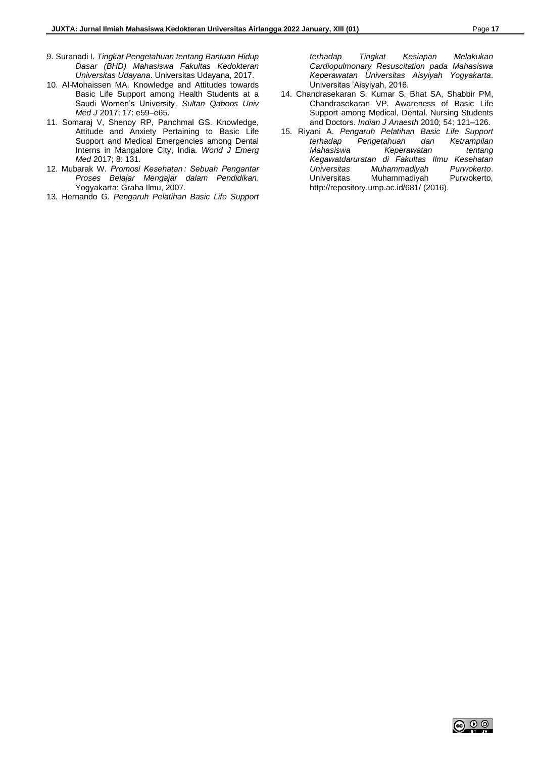9. Suranadi I. *Tingkat Pengetahuan tentang Bantuan Hidup Dasar (BHD) Mahasiswa Fakultas Kedokteran Universitas Udayana*. Universitas Udayana, 2017.
10. Al-Mohaissen MA. Knowledge and Attitudes towards Basic Life Support among Health Students at a Saudi Women's University. *Sultan Qaboos Univ Med J* 2017; 17: e59–e65.
11. Somaraj V, Shenoy RP, Panchmal GS. Knowledge, Attitude and Anxiety Pertaining to Basic Life Support and Medical Emergencies among Dental Interns in Mangalore City, India. *World J Emerg Med* 2017; 8: 131.
12. Mubarak W. *Promosi Kesehatan : Sebuah Pengantar Proses Belajar Mengajar dalam Pendidikan*. Yogyakarta: Graha Ilmu, 2007.
13. Hernando G. *Pengaruh Pelatihan Basic Life Support terhadap Tingkat Kesiapan Melakukan Cardiopulmonary Resuscitation pada Mahasiswa Keperawatan Universitas Aisyiyah Yogyakarta*. Universitas 'Aisyiyah, 2016.
14. Chandrasekaran S, Kumar S, Bhat SA, Shabbir PM, Chandrasekaran VP. Awareness of Basic Life Support among Medical, Dental, Nursing Students and Doctors. *Indian J Anaesth* 2010; 54: 121–126.
15. Riyani A. *Pengaruh Pelatihan Basic Life Support terhadap Pengetahuan dan Ketrampilan Mahasiswa Keperawatan tentang Kegawatdaruratan di Fakultas Ilmu Kesehatan Universitas Muhammadiyah Purwokerto*. Universitas Muhammadiyah Purwokerto, http://repository.ump.ac.id/681/ (2016).